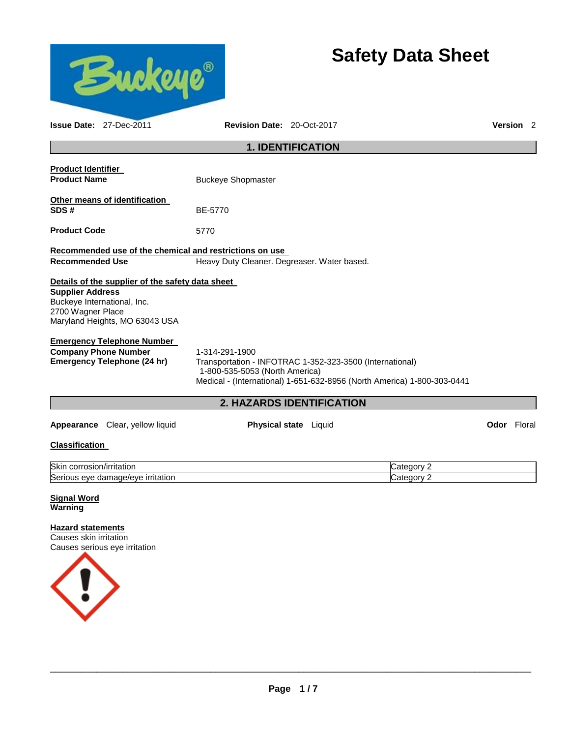# Safety Data Sheet

**Issue Date:** 27-Dec-2011 **Revision Date:** 20-Oct-2017 **Version** 2

## 1. IDENTIFICATION

**Product Identifier**

**Product Name** Buckeye Shopmaster

**Other means of identification**

**SDS #** BE-5770

**Product Code** 5770

**Recommended use of the chemical and restrictions on use**

**Recommended Use** Heavy Duty Cleaner. Degreaser. Water based.

**Details of the supplier of the safety data sheet**

**Supplier Address**
Buckeye International, Inc.
2700 Wagner Place
Maryland Heights, MO 63043 USA

**Emergency Telephone Number**

**Company Phone Number** 1-314-291-1900

**Emergency Telephone (24 hr)** Transportation - INFOTRAC 1-352-323-3500 (International)
1-800-535-5053 (North America)
Medical - (International) 1-651-632-8956 (North America) 1-800-303-0441

## 2. HAZARDS IDENTIFICATION

**Appearance** Clear, yellow liquid **Physical state** Liquid **Odor** Floral

**Classification**

| Hazard | Category |
| --- | --- |
| Skin corrosion/irritation | Category 2 |
| Serious eye damage/eye irritation | Category 2 |

**Signal Word**
**Warning**

**Hazard statements**
Causes skin irritation
Causes serious eye irritation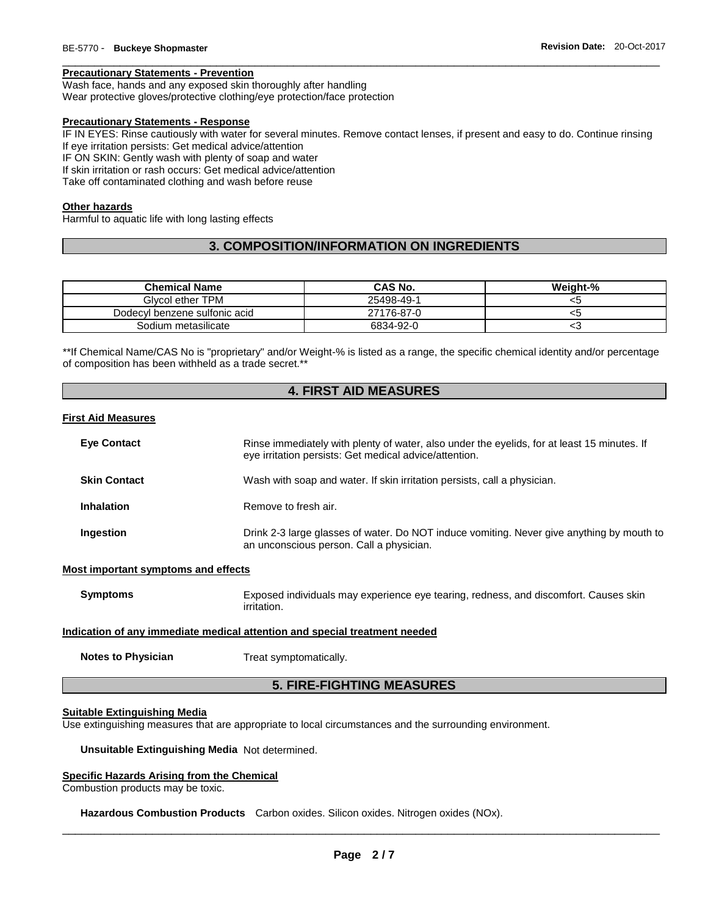#### Precautionary Statements - Prevention

Wash face, hands and any exposed skin thoroughly after handling
Wear protective gloves/protective clothing/eye protection/face protection

#### Precautionary Statements - Response

IF IN EYES: Rinse cautiously with water for several minutes. Remove contact lenses, if present and easy to do. Continue rinsing
If eye irritation persists: Get medical advice/attention
IF ON SKIN: Gently wash with plenty of soap and water
If skin irritation or rash occurs: Get medical advice/attention
Take off contaminated clothing and wash before reuse

#### Other hazards

Harmful to aquatic life with long lasting effects

## 3. COMPOSITION/INFORMATION ON INGREDIENTS

| Chemical Name | CAS No. | Weight-% |
| --- | --- | --- |
| Glycol ether TPM | 25498-49-1 | <5 |
| Dodecyl benzene sulfonic acid | 27176-87-0 | <5 |
| Sodium metasilicate | 6834-92-0 | <3 |

**If Chemical Name/CAS No is "proprietary" and/or Weight-% is listed as a range, the specific chemical identity and/or percentage of composition has been withheld as a trade secret.**

## 4. FIRST AID MEASURES

#### First Aid Measures

**Eye Contact** Rinse immediately with plenty of water, also under the eyelids, for at least 15 minutes. If eye irritation persists: Get medical advice/attention.

**Skin Contact** Wash with soap and water. If skin irritation persists, call a physician.

**Inhalation** Remove to fresh air.

**Ingestion** Drink 2-3 large glasses of water. Do NOT induce vomiting. Never give anything by mouth to an unconscious person. Call a physician.

#### Most important symptoms and effects

**Symptoms** Exposed individuals may experience eye tearing, redness, and discomfort. Causes skin irritation.

#### Indication of any immediate medical attention and special treatment needed

**Notes to Physician** Treat symptomatically.

## 5. FIRE-FIGHTING MEASURES

#### Suitable Extinguishing Media

Use extinguishing measures that are appropriate to local circumstances and the surrounding environment.

**Unsuitable Extinguishing Media** Not determined.

#### Specific Hazards Arising from the Chemical

Combustion products may be toxic.

**Hazardous Combustion Products** Carbon oxides. Silicon oxides. Nitrogen oxides (NOx).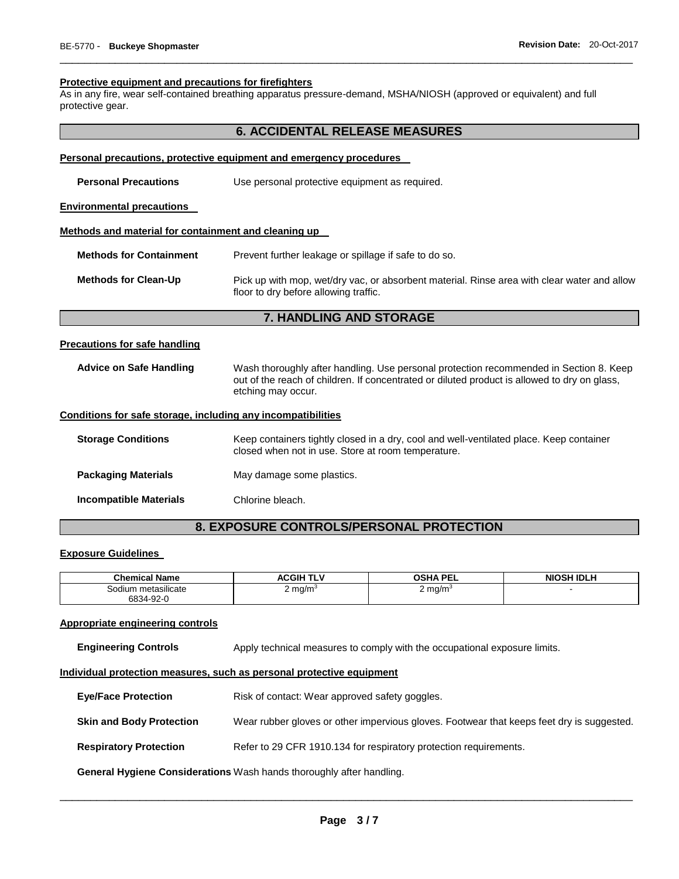**Protective equipment and precautions for firefighters**

As in any fire, wear self-contained breathing apparatus pressure-demand, MSHA/NIOSH (approved or equivalent) and full protective gear.

## 6. ACCIDENTAL RELEASE MEASURES

**Personal precautions, protective equipment and emergency procedures**

**Personal Precautions** Use personal protective equipment as required.

**Environmental precautions**

**Methods and material for containment and cleaning up**

**Methods for Containment** Prevent further leakage or spillage if safe to do so.

**Methods for Clean-Up** Pick up with mop, wet/dry vac, or absorbent material. Rinse area with clear water and allow floor to dry before allowing traffic.

## 7. HANDLING AND STORAGE

**Precautions for safe handling**

**Advice on Safe Handling** Wash thoroughly after handling. Use personal protection recommended in Section 8. Keep out of the reach of children. If concentrated or diluted product is allowed to dry on glass, etching may occur.

**Conditions for safe storage, including any incompatibilities**

**Storage Conditions** Keep containers tightly closed in a dry, cool and well-ventilated place. Keep container closed when not in use. Store at room temperature.

**Packaging Materials** May damage some plastics.

**Incompatible Materials** Chlorine bleach.

## 8. EXPOSURE CONTROLS/PERSONAL PROTECTION

**Exposure Guidelines**

| Chemical Name | ACGIH TLV | OSHA PEL | NIOSH IDLH |
|---|---|---|---|
| Sodium metasilicate 6834-92-0 | 2 mg/m$^3$ | 2 mg/m$^3$ | - |

**Appropriate engineering controls**

**Engineering Controls** Apply technical measures to comply with the occupational exposure limits.

**Individual protection measures, such as personal protective equipment**

**Eye/Face Protection** Risk of contact: Wear approved safety goggles.

**Skin and Body Protection** Wear rubber gloves or other impervious gloves. Footwear that keeps feet dry is suggested.

**Respiratory Protection** Refer to 29 CFR 1910.134 for respiratory protection requirements.

**General Hygiene Considerations** Wash hands thoroughly after handling.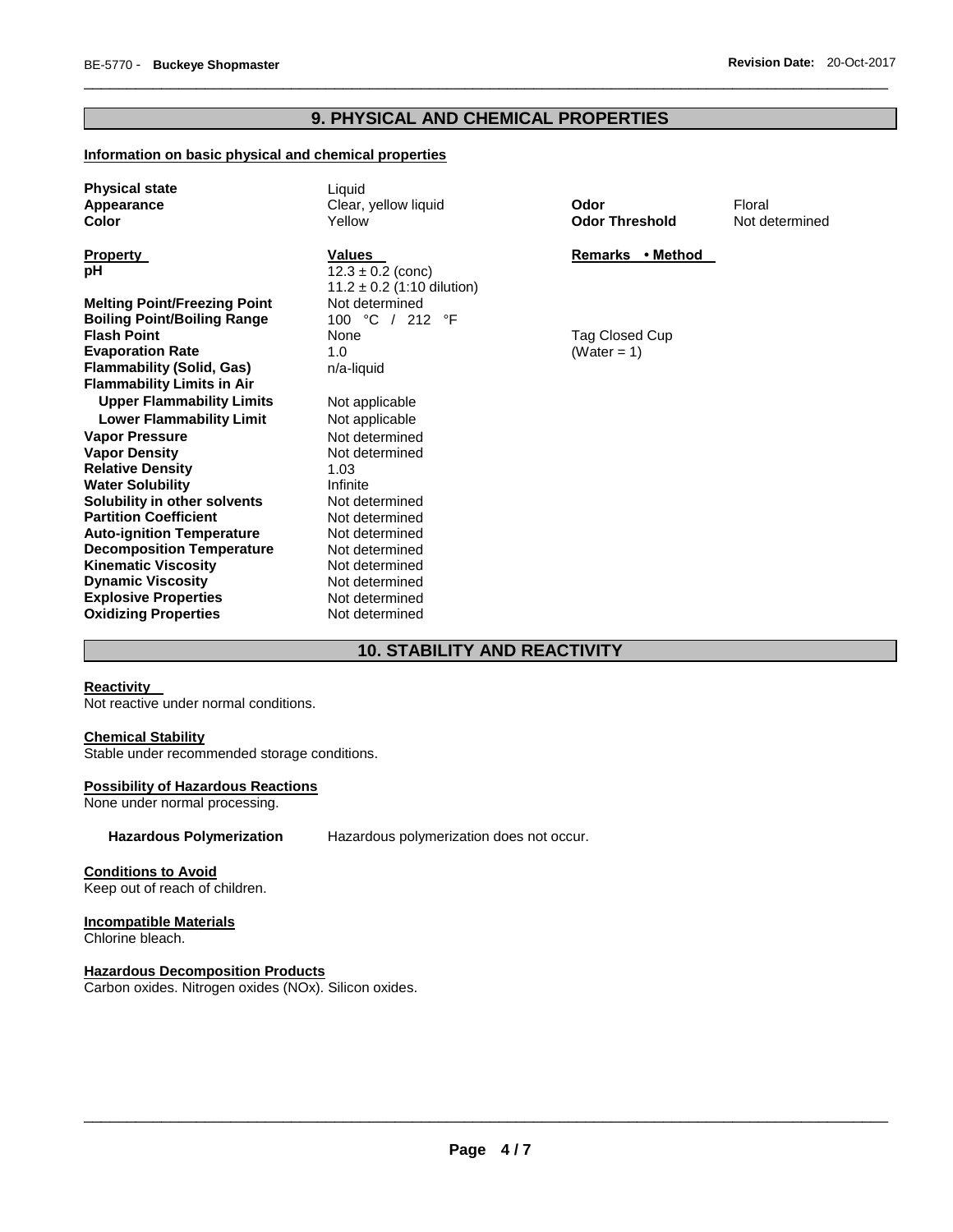## 9. PHYSICAL AND CHEMICAL PROPERTIES

**Information on basic physical and chemical properties**

| | | | |
|---|---|---|---|
| **Physical state** | Liquid | | |
| **Appearance** | Clear, yellow liquid | **Odor** | Floral |
| **Color** | Yellow | **Odor Threshold** | Not determined |

| **Property** | **Values** | **Remarks • Method** |
|---|---|---|
| **pH** | 12.3 ± 0.2 (conc)<br>11.2 ± 0.2 (1:10 dilution) | |
| **Melting Point/Freezing Point** | Not determined | |
| **Boiling Point/Boiling Range** | 100 °C / 212 °F | |
| **Flash Point** | None | Tag Closed Cup |
| **Evaporation Rate** | 1.0 | (Water = 1) |
| **Flammability (Solid, Gas)** | n/a-liquid | |
| **Flammability Limits in Air** | | |
| **Upper Flammability Limits** | Not applicable | |
| **Lower Flammability Limit** | Not applicable | |
| **Vapor Pressure** | Not determined | |
| **Vapor Density** | Not determined | |
| **Relative Density** | 1.03 | |
| **Water Solubility** | Infinite | |
| **Solubility in other solvents** | Not determined | |
| **Partition Coefficient** | Not determined | |
| **Auto-ignition Temperature** | Not determined | |
| **Decomposition Temperature** | Not determined | |
| **Kinematic Viscosity** | Not determined | |
| **Dynamic Viscosity** | Not determined | |
| **Explosive Properties** | Not determined | |
| **Oxidizing Properties** | Not determined | |

## 10. STABILITY AND REACTIVITY

**Reactivity**

Not reactive under normal conditions.

**Chemical Stability**

Stable under recommended storage conditions.

**Possibility of Hazardous Reactions**

None under normal processing.

**Hazardous Polymerization** Hazardous polymerization does not occur.

**Conditions to Avoid**

Keep out of reach of children.

**Incompatible Materials**

Chlorine bleach.

**Hazardous Decomposition Products**

Carbon oxides. Nitrogen oxides (NOx). Silicon oxides.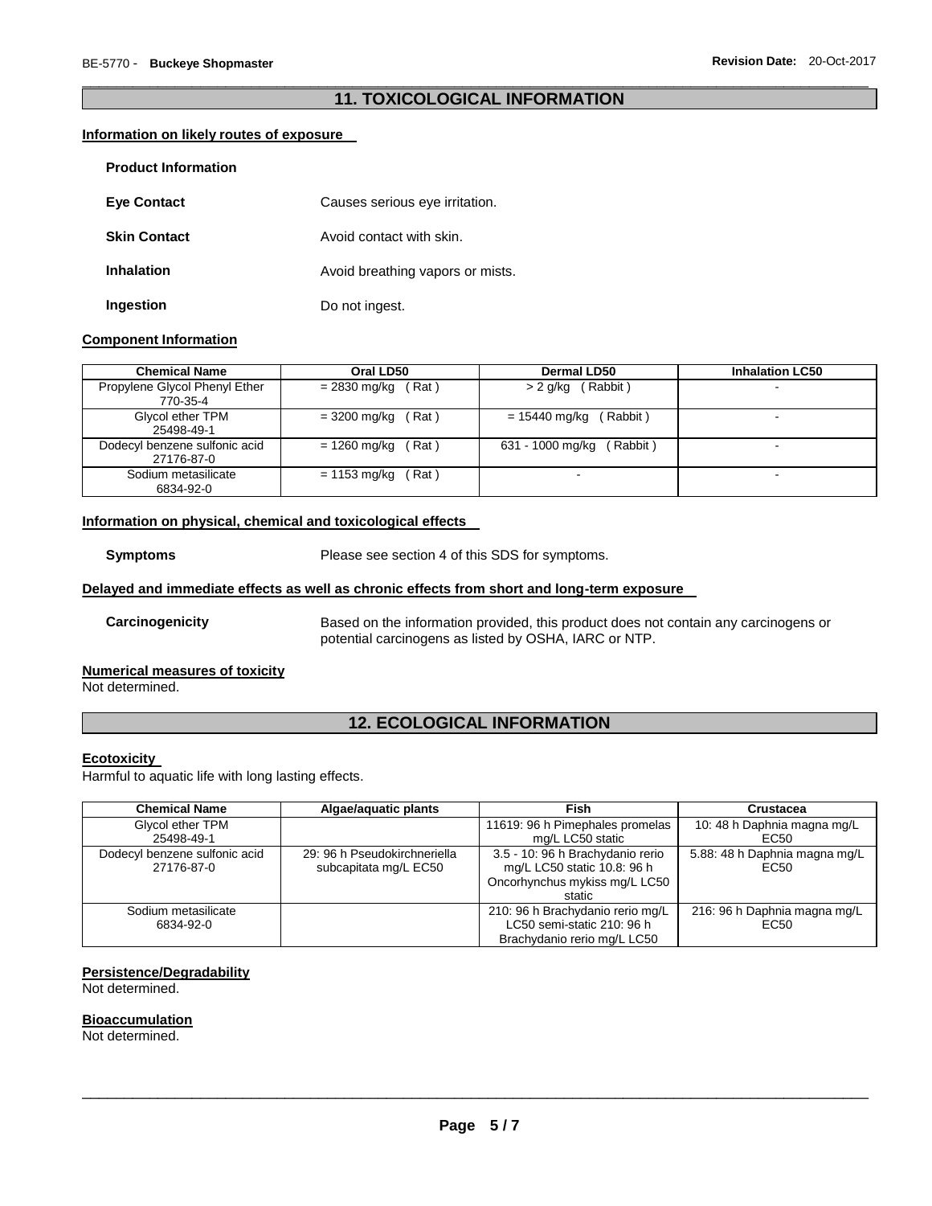## 11. TOXICOLOGICAL INFORMATION

### Information on likely routes of exposure

**Product Information**

**Eye Contact** Causes serious eye irritation.

**Skin Contact** Avoid contact with skin.

**Inhalation** Avoid breathing vapors or mists.

**Ingestion** Do not ingest.

### Component Information

| Chemical Name | Oral LD50 | Dermal LD50 | Inhalation LC50 |
|---|---|---|---|
| Propylene Glycol Phenyl Ether 770-35-4 | = 2830 mg/kg ( Rat ) | > 2 g/kg ( Rabbit ) | - |
| Glycol ether TPM 25498-49-1 | = 3200 mg/kg ( Rat ) | = 15440 mg/kg ( Rabbit ) | - |
| Dodecyl benzene sulfonic acid 27176-87-0 | = 1260 mg/kg ( Rat ) | 631 - 1000 mg/kg ( Rabbit ) | - |
| Sodium metasilicate 6834-92-0 | = 1153 mg/kg ( Rat ) | - | - |

### Information on physical, chemical and toxicological effects

**Symptoms** Please see section 4 of this SDS for symptoms.

### Delayed and immediate effects as well as chronic effects from short and long-term exposure

**Carcinogenicity** Based on the information provided, this product does not contain any carcinogens or potential carcinogens as listed by OSHA, IARC or NTP.

### Numerical measures of toxicity

Not determined.

## 12. ECOLOGICAL INFORMATION

### Ecotoxicity

Harmful to aquatic life with long lasting effects.

| Chemical Name | Algae/aquatic plants | Fish | Crustacea |
|---|---|---|---|
| Glycol ether TPM 25498-49-1 | | 11619: 96 h Pimephales promelas mg/L LC50 static | 10: 48 h Daphnia magna mg/L EC50 |
| Dodecyl benzene sulfonic acid 27176-87-0 | 29: 96 h Pseudokirchneriella subcapitata mg/L EC50 | 3.5 - 10: 96 h Brachydanio rerio mg/L LC50 static 10.8: 96 h Oncorhynchus mykiss mg/L LC50 static | 5.88: 48 h Daphnia magna mg/L EC50 |
| Sodium metasilicate 6834-92-0 | | 210: 96 h Brachydanio rerio mg/L LC50 semi-static 210: 96 h Brachydanio rerio mg/L LC50 | 216: 96 h Daphnia magna mg/L EC50 |

### Persistence/Degradability

Not determined.

### Bioaccumulation

Not determined.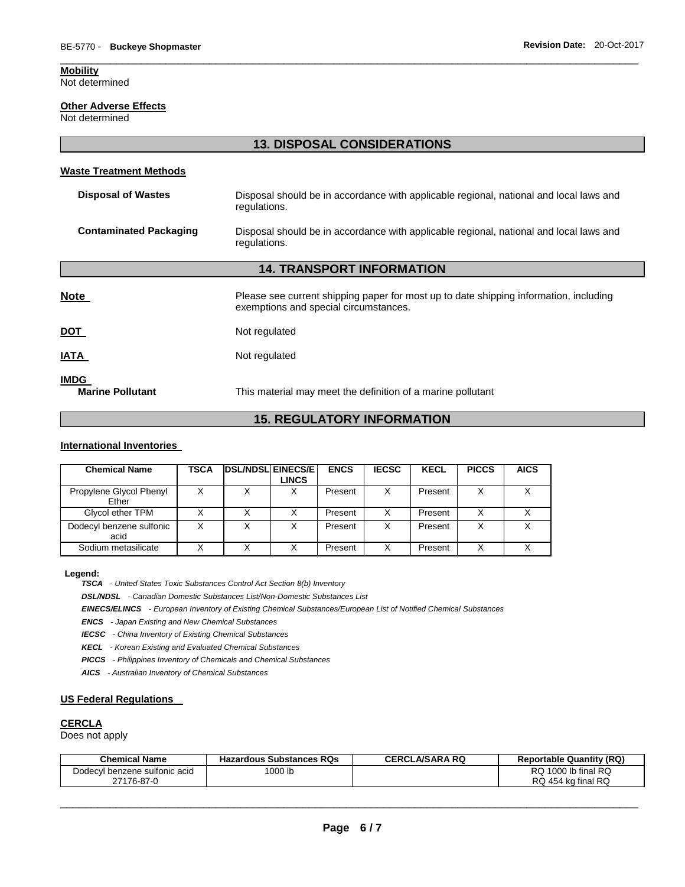**Mobility**
Not determined

**Other Adverse Effects**
Not determined

## 13. DISPOSAL CONSIDERATIONS

**Waste Treatment Methods**

**Disposal of Wastes** — Disposal should be in accordance with applicable regional, national and local laws and regulations.

**Contaminated Packaging** — Disposal should be in accordance with applicable regional, national and local laws and regulations.

## 14. TRANSPORT INFORMATION

**Note** — Please see current shipping paper for most up to date shipping information, including exemptions and special circumstances.

**DOT** — Not regulated

**IATA** — Not regulated

**IMDG**
**Marine Pollutant** — This material may meet the definition of a marine pollutant

## 15. REGULATORY INFORMATION

**International Inventories**

| Chemical Name | TSCA | DSL/NDSL | EINECS/ELINCS | ENCS | IECSC | KECL | PICCS | AICS |
|---|---|---|---|---|---|---|---|---|
| Propylene Glycol Phenyl Ether | X | X | X | Present | X | Present | X | X |
| Glycol ether TPM | X | X | X | Present | X | Present | X | X |
| Dodecyl benzene sulfonic acid | X | X | X | Present | X | Present | X | X |
| Sodium metasilicate | X | X | X | Present | X | Present | X | X |

**Legend:**
***TSCA*** *- United States Toxic Substances Control Act Section 8(b) Inventory*
***DSL/NDSL*** *- Canadian Domestic Substances List/Non-Domestic Substances List*
***EINECS/ELINCS*** *- European Inventory of Existing Chemical Substances/European List of Notified Chemical Substances*
***ENCS*** *- Japan Existing and New Chemical Substances*
***IECSC*** *- China Inventory of Existing Chemical Substances*
***KECL*** *- Korean Existing and Evaluated Chemical Substances*
***PICCS*** *- Philippines Inventory of Chemicals and Chemical Substances*
***AICS*** *- Australian Inventory of Chemical Substances*

**US Federal Regulations**

**CERCLA**
Does not apply

| Chemical Name | Hazardous Substances RQs | CERCLA/SARA RQ | Reportable Quantity (RQ) |
|---|---|---|---|
| Dodecyl benzene sulfonic acid 27176-87-0 | 1000 lb | | RQ 1000 lb final RQ RQ 454 kg final RQ |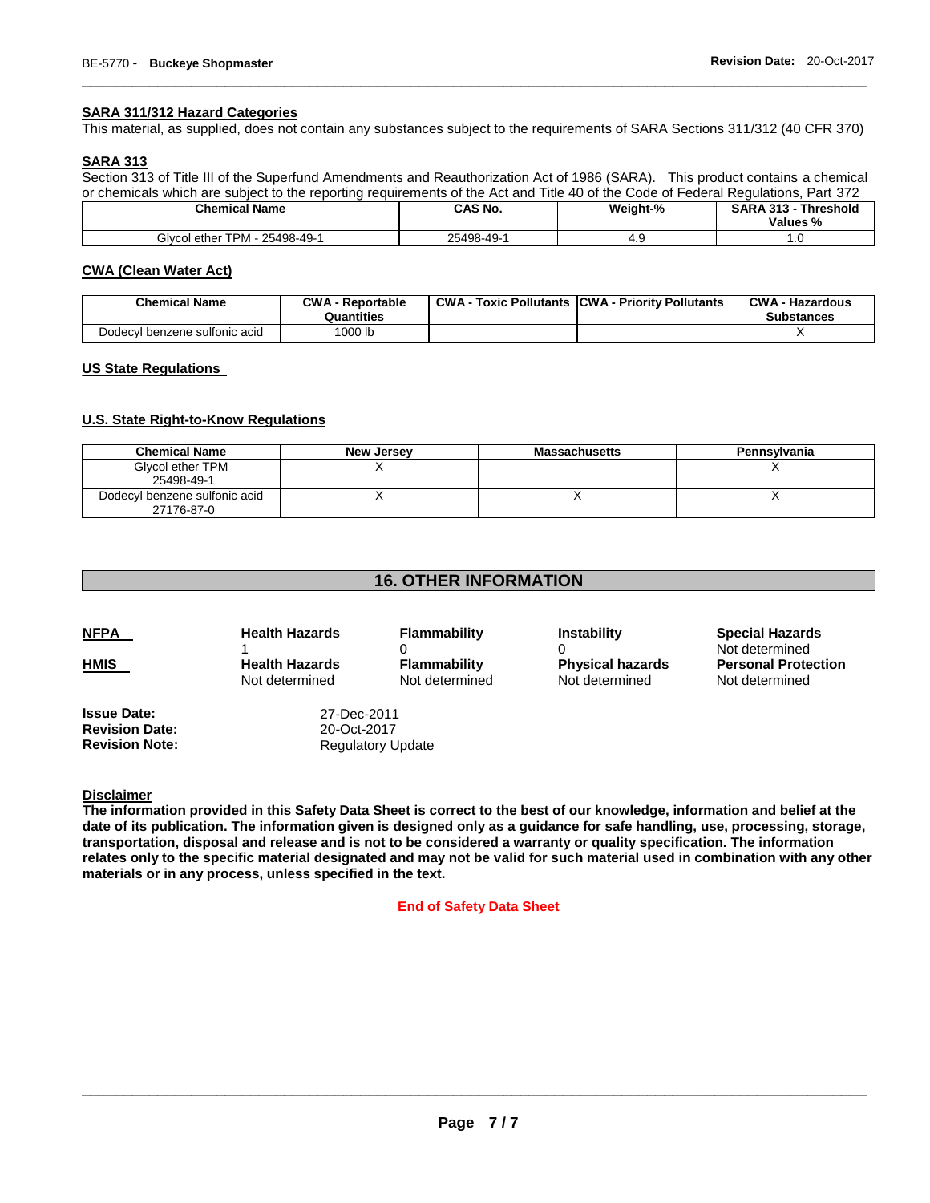#### SARA 311/312 Hazard Categories

This material, as supplied, does not contain any substances subject to the requirements of SARA Sections 311/312 (40 CFR 370)

#### SARA 313

Section 313 of Title III of the Superfund Amendments and Reauthorization Act of 1986 (SARA). This product contains a chemical or chemicals which are subject to the reporting requirements of the Act and Title 40 of the Code of Federal Regulations, Part 372

| Chemical Name | CAS No. | Weight-% | SARA 313 - Threshold Values % |
|---|---|---|---|
| Glycol ether TPM - 25498-49-1 | 25498-49-1 | 4.9 | 1.0 |

#### CWA (Clean Water Act)

| Chemical Name | CWA - Reportable Quantities | CWA - Toxic Pollutants | CWA - Priority Pollutants | CWA - Hazardous Substances |
|---|---|---|---|---|
| Dodecyl benzene sulfonic acid | 1000 lb | | | X |

#### US State Regulations

#### U.S. State Right-to-Know Regulations

| Chemical Name | New Jersey | Massachusetts | Pennsylvania |
|---|---|---|---|
| Glycol ether TPM 25498-49-1 | X | | X |
| Dodecyl benzene sulfonic acid 27176-87-0 | X | X | X |

## 16. OTHER INFORMATION

| | | | | |
|---|---|---|---|---|
| **NFPA** | **Health Hazards** 1 | **Flammability** 0 | **Instability** 0 | **Special Hazards** Not determined |
| **HMIS** | **Health Hazards** Not determined | **Flammability** Not determined | **Physical hazards** Not determined | **Personal Protection** Not determined |

**Issue Date:** 27-Dec-2011
**Revision Date:** 20-Oct-2017
**Revision Note:** Regulatory Update

#### Disclaimer

**The information provided in this Safety Data Sheet is correct to the best of our knowledge, information and belief at the date of its publication. The information given is designed only as a guidance for safe handling, use, processing, storage, transportation, disposal and release and is not to be considered a warranty or quality specification. The information relates only to the specific material designated and may not be valid for such material used in combination with any other materials or in any process, unless specified in the text.**

**End of Safety Data Sheet**